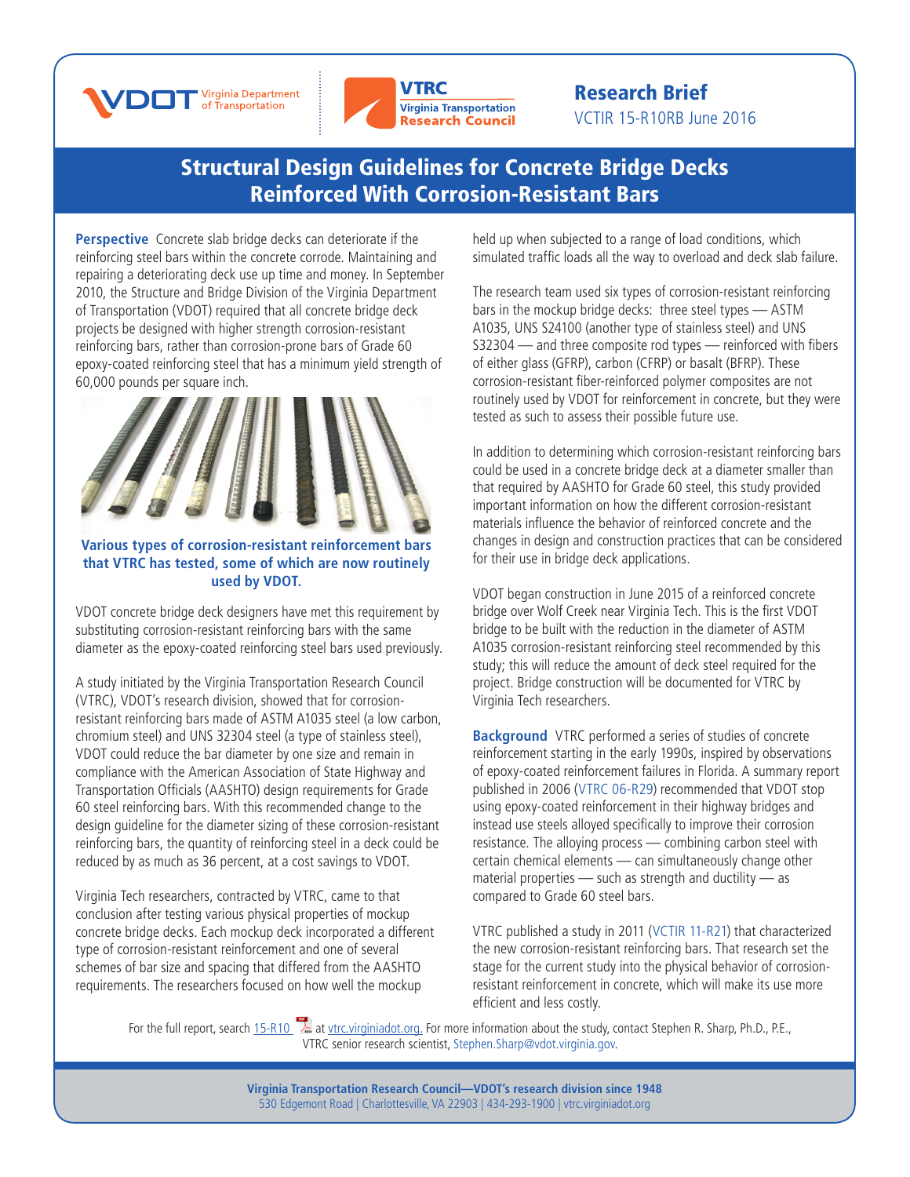**Research Brief**
VCTIR 15-R10RB June 2016

# Structural Design Guidelines for Concrete Bridge Decks Reinforced With Corrosion-Resistant Bars

**Perspective** Concrete slab bridge decks can deteriorate if the reinforcing steel bars within the concrete corrode. Maintaining and repairing a deteriorating deck use up time and money. In September 2010, the Structure and Bridge Division of the Virginia Department of Transportation (VDOT) required that all concrete bridge deck projects be designed with higher strength corrosion-resistant reinforcing bars, rather than corrosion-prone bars of Grade 60 epoxy-coated reinforcing steel that has a minimum yield strength of 60,000 pounds per square inch.

**Various types of corrosion-resistant reinforcement bars that VTRC has tested, some of which are now routinely used by VDOT.**

VDOT concrete bridge deck designers have met this requirement by substituting corrosion-resistant reinforcing bars with the same diameter as the epoxy-coated reinforcing steel bars used previously.

A study initiated by the Virginia Transportation Research Council (VTRC), VDOT's research division, showed that for corrosion-resistant reinforcing bars made of ASTM A1035 steel (a low carbon, chromium steel) and UNS 32304 steel (a type of stainless steel), VDOT could reduce the bar diameter by one size and remain in compliance with the American Association of State Highway and Transportation Officials (AASHTO) design requirements for Grade 60 steel reinforcing bars. With this recommended change to the design guideline for the diameter sizing of these corrosion-resistant reinforcing bars, the quantity of reinforcing steel in a deck could be reduced by as much as 36 percent, at a cost savings to VDOT.

Virginia Tech researchers, contracted by VTRC, came to that conclusion after testing various physical properties of mockup concrete bridge decks. Each mockup deck incorporated a different type of corrosion-resistant reinforcement and one of several schemes of bar size and spacing that differed from the AASHTO requirements. The researchers focused on how well the mockup held up when subjected to a range of load conditions, which simulated traffic loads all the way to overload and deck slab failure.

The research team used six types of corrosion-resistant reinforcing bars in the mockup bridge decks: three steel types — ASTM A1035, UNS S24100 (another type of stainless steel) and UNS S32304 — and three composite rod types — reinforced with fibers of either glass (GFRP), carbon (CFRP) or basalt (BFRP). These corrosion-resistant fiber-reinforced polymer composites are not routinely used by VDOT for reinforcement in concrete, but they were tested as such to assess their possible future use.

In addition to determining which corrosion-resistant reinforcing bars could be used in a concrete bridge deck at a diameter smaller than that required by AASHTO for Grade 60 steel, this study provided important information on how the different corrosion-resistant materials influence the behavior of reinforced concrete and the changes in design and construction practices that can be considered for their use in bridge deck applications.

VDOT began construction in June 2015 of a reinforced concrete bridge over Wolf Creek near Virginia Tech. This is the first VDOT bridge to be built with the reduction in the diameter of ASTM A1035 corrosion-resistant reinforcing steel recommended by this study; this will reduce the amount of deck steel required for the project. Bridge construction will be documented for VTRC by Virginia Tech researchers.

**Background** VTRC performed a series of studies of concrete reinforcement starting in the early 1990s, inspired by observations of epoxy-coated reinforcement failures in Florida. A summary report published in 2006 (VTRC 06-R29) recommended that VDOT stop using epoxy-coated reinforcement in their highway bridges and instead use steels alloyed specifically to improve their corrosion resistance. The alloying process — combining carbon steel with certain chemical elements — can simultaneously change other material properties — such as strength and ductility — as compared to Grade 60 steel bars.

VTRC published a study in 2011 (VCTIR 11-R21) that characterized the new corrosion-resistant reinforcing bars. That research set the stage for the current study into the physical behavior of corrosion-resistant reinforcement in concrete, which will make its use more efficient and less costly.

For the full report, search 15-R10 at vtrc.virginiadot.org. For more information about the study, contact Stephen R. Sharp, Ph.D., P.E., VTRC senior research scientist, Stephen.Sharp@vdot.virginia.gov.

**Virginia Transportation Research Council—VDOT's research division since 1948**
530 Edgemont Road | Charlottesville, VA 22903 | 434-293-1900 | vtrc.virginiadot.org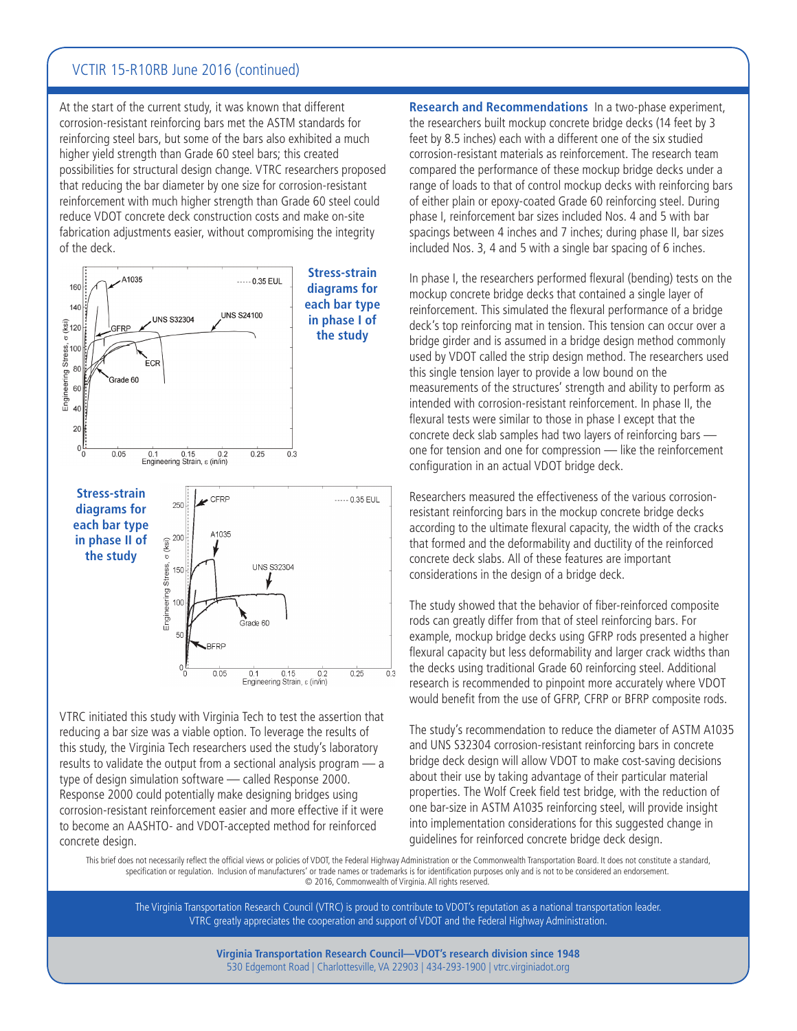At the start of the current study, it was known that different corrosion-resistant reinforcing bars met the ASTM standards for reinforcing steel bars, but some of the bars also exhibited a much higher yield strength than Grade 60 steel bars; this created possibilities for structural design change. VTRC researchers proposed that reducing the bar diameter by one size for corrosion-resistant reinforcement with much higher strength than Grade 60 steel could reduce VDOT concrete deck construction costs and make on-site fabrication adjustments easier, without compromising the integrity of the deck.

A1035
0.35 EUL
UNS S32304
UNS S24100
GFRP
ECR
Grade 60
Engineering Stress, σ (ksi)
Engineering Strain, ε (in/in)
0
20
40
60
80
100
120
140
160
0
0.05
0.1
0.15
0.2
0.25
0.3

**Stress-strain diagrams for each bar type in phase I of the study**

CFRP
0.35 EUL
A1035
UNS S32304
Grade 60
BFRP
Engineering Stress, σ (ksi)
Engineering Strain, ε (in/in)
0
50
100
150
200
250
0
0.05
0.1
0.15
0.2
0.25
0.3

**Stress-strain diagrams for each bar type in phase II of the study**

VTRC initiated this study with Virginia Tech to test the assertion that reducing a bar size was a viable option. To leverage the results of this study, the Virginia Tech researchers used the study's laboratory results to validate the output from a sectional analysis program — a type of design simulation software — called Response 2000. Response 2000 could potentially make designing bridges using corrosion-resistant reinforcement easier and more effective if it were to become an AASHTO- and VDOT-accepted method for reinforced concrete design.

**Research and Recommendations** In a two-phase experiment, the researchers built mockup concrete bridge decks (14 feet by 3 feet by 8.5 inches) each with a different one of the six studied corrosion-resistant materials as reinforcement. The research team compared the performance of these mockup bridge decks under a range of loads to that of control mockup decks with reinforcing bars of either plain or epoxy-coated Grade 60 reinforcing steel. During phase I, reinforcement bar sizes included Nos. 4 and 5 with bar spacings between 4 inches and 7 inches; during phase II, bar sizes included Nos. 3, 4 and 5 with a single bar spacing of 6 inches.

In phase I, the researchers performed flexural (bending) tests on the mockup concrete bridge decks that contained a single layer of reinforcement. This simulated the flexural performance of a bridge deck's top reinforcing mat in tension. This tension can occur over a bridge girder and is assumed in a bridge design method commonly used by VDOT called the strip design method. The researchers used this single tension layer to provide a low bound on the measurements of the structures' strength and ability to perform as intended with corrosion-resistant reinforcement. In phase II, the flexural tests were similar to those in phase I except that the concrete deck slab samples had two layers of reinforcing bars — one for tension and one for compression — like the reinforcement configuration in an actual VDOT bridge deck.

Researchers measured the effectiveness of the various corrosion-resistant reinforcing bars in the mockup concrete bridge decks according to the ultimate flexural capacity, the width of the cracks that formed and the deformability and ductility of the reinforced concrete deck slabs. All of these features are important considerations in the design of a bridge deck.

The study showed that the behavior of fiber-reinforced composite rods can greatly differ from that of steel reinforcing bars. For example, mockup bridge decks using GFRP rods presented a higher flexural capacity but less deformability and larger crack widths than the decks using traditional Grade 60 reinforcing steel. Additional research is recommended to pinpoint more accurately where VDOT would benefit from the use of GFRP, CFRP or BFRP composite rods.

The study's recommendation to reduce the diameter of ASTM A1035 and UNS S32304 corrosion-resistant reinforcing bars in concrete bridge deck design will allow VDOT to make cost-saving decisions about their use by taking advantage of their particular material properties. The Wolf Creek field test bridge, with the reduction of one bar-size in ASTM A1035 reinforcing steel, will provide insight into implementation considerations for this suggested change in guidelines for reinforced concrete bridge deck design.

This brief does not necessarily reflect the official views or policies of VDOT, the Federal Highway Administration or the Commonwealth Transportation Board. It does not constitute a standard, specification or regulation. Inclusion of manufacturers' or trade names or trademarks is for identification purposes only and is not to be considered an endorsement.
© 2016, Commonwealth of Virginia. All rights reserved.

The Virginia Transportation Research Council (VTRC) is proud to contribute to VDOT's reputation as a national transportation leader. VTRC greatly appreciates the cooperation and support of VDOT and the Federal Highway Administration.

**Virginia Transportation Research Council—VDOT's research division since 1948**
530 Edgemont Road | Charlottesville, VA 22903 | 434-293-1900 | vtrc.virginiadot.org